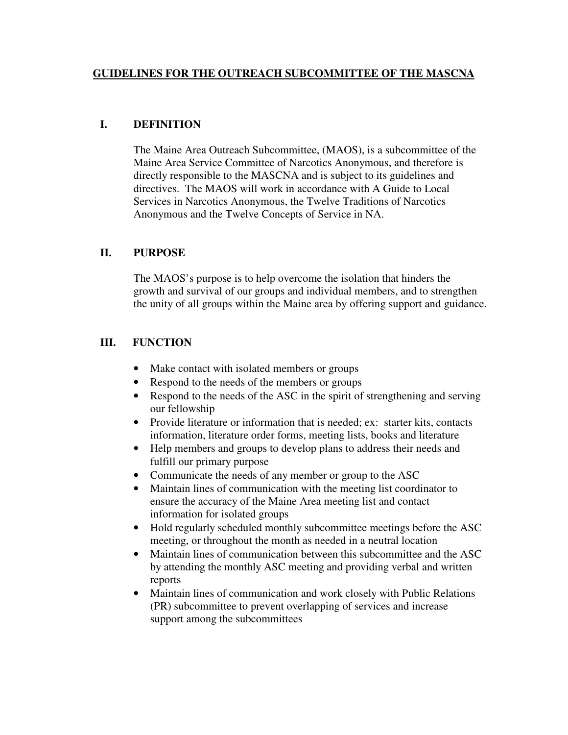# GUIDELINES FOR THE OUTREACH SUBCOMMITTEE OF THE MASCNA

## I. DEFINITION

The Maine Area Outreach Subcommittee, (MAOS), is a subcommittee of the Maine Area Service Committee of Narcotics Anonymous, and therefore is directly responsible to the MASCNA and is subject to its guidelines and directives. The MAOS will work in accordance with A Guide to Local Services in Narcotics Anonymous, the Twelve Traditions of Narcotics Anonymous and the Twelve Concepts of Service in NA.

## II. PURPOSE

The MAOS's purpose is to help overcome the isolation that hinders the growth and survival of our groups and individual members, and to strengthen the unity of all groups within the Maine area by offering support and guidance.

## III. FUNCTION

- Make contact with isolated members or groups
- Respond to the needs of the members or groups
- Respond to the needs of the ASC in the spirit of strengthening and serving our fellowship
- Provide literature or information that is needed; ex: starter kits, contacts information, literature order forms, meeting lists, books and literature
- Help members and groups to develop plans to address their needs and fulfill our primary purpose
- Communicate the needs of any member or group to the ASC
- Maintain lines of communication with the meeting list coordinator to ensure the accuracy of the Maine Area meeting list and contact information for isolated groups
- Hold regularly scheduled monthly subcommittee meetings before the ASC meeting, or throughout the month as needed in a neutral location
- Maintain lines of communication between this subcommittee and the ASC by attending the monthly ASC meeting and providing verbal and written reports
- Maintain lines of communication and work closely with Public Relations (PR) subcommittee to prevent overlapping of services and increase support among the subcommittees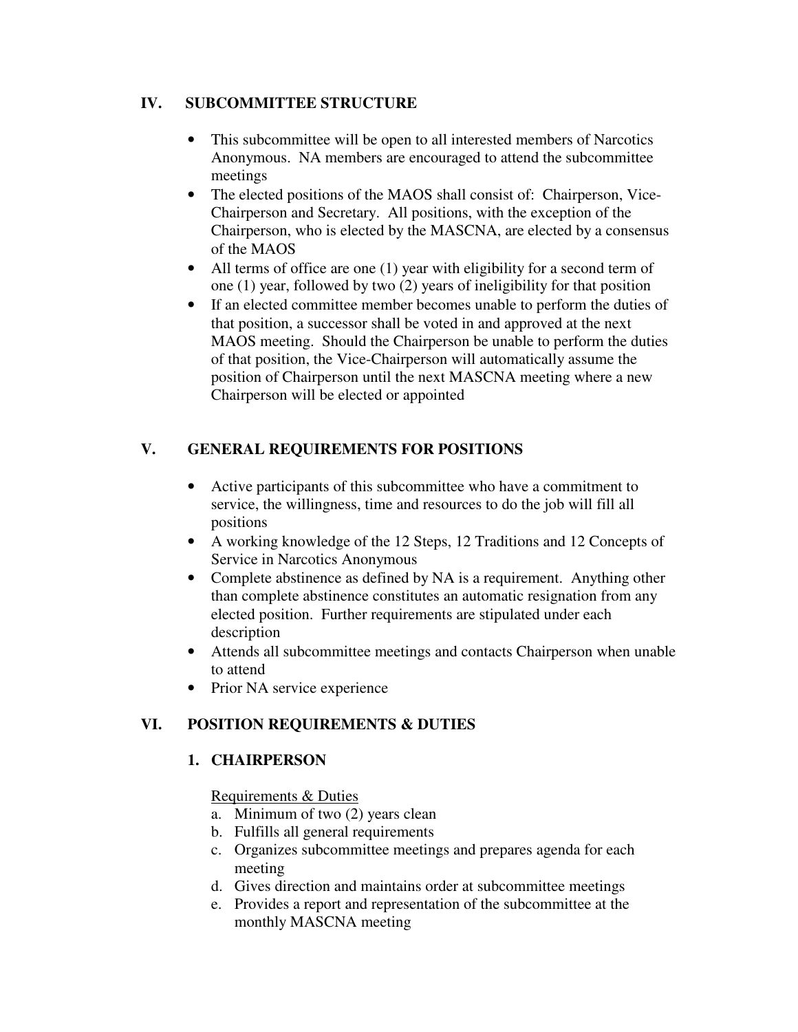## IV. SUBCOMMITTEE STRUCTURE

- This subcommittee will be open to all interested members of Narcotics Anonymous. NA members are encouraged to attend the subcommittee meetings
- The elected positions of the MAOS shall consist of: Chairperson, Vice-Chairperson and Secretary. All positions, with the exception of the Chairperson, who is elected by the MASCNA, are elected by a consensus of the MAOS
- All terms of office are one (1) year with eligibility for a second term of one (1) year, followed by two (2) years of ineligibility for that position
- If an elected committee member becomes unable to perform the duties of that position, a successor shall be voted in and approved at the next MAOS meeting. Should the Chairperson be unable to perform the duties of that position, the Vice-Chairperson will automatically assume the position of Chairperson until the next MASCNA meeting where a new Chairperson will be elected or appointed

## V. GENERAL REQUIREMENTS FOR POSITIONS

- Active participants of this subcommittee who have a commitment to service, the willingness, time and resources to do the job will fill all positions
- A working knowledge of the 12 Steps, 12 Traditions and 12 Concepts of Service in Narcotics Anonymous
- Complete abstinence as defined by NA is a requirement. Anything other than complete abstinence constitutes an automatic resignation from any elected position. Further requirements are stipulated under each description
- Attends all subcommittee meetings and contacts Chairperson when unable to attend
- Prior NA service experience

## VI. POSITION REQUIREMENTS & DUTIES

### 1. CHAIRPERSON

<u>Requirements & Duties</u>

a. Minimum of two (2) years clean
b. Fulfills all general requirements
c. Organizes subcommittee meetings and prepares agenda for each meeting
d. Gives direction and maintains order at subcommittee meetings
e. Provides a report and representation of the subcommittee at the monthly MASCNA meeting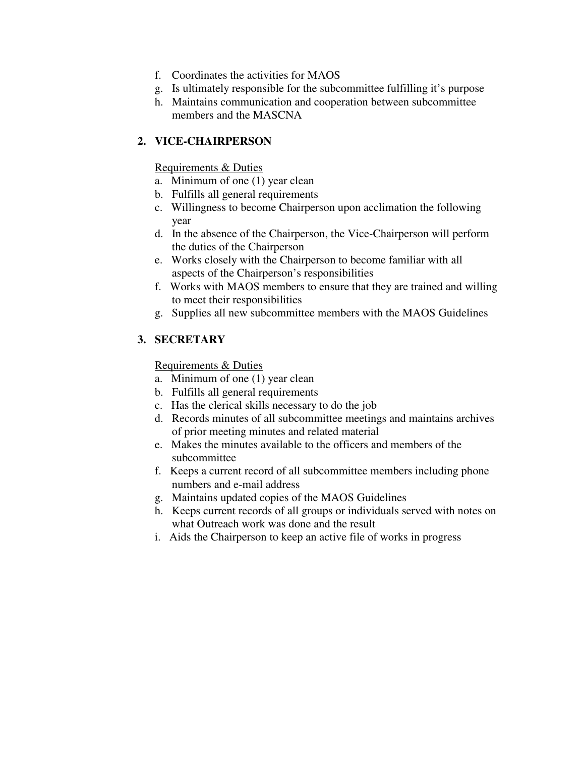f. Coordinates the activities for MAOS
g. Is ultimately responsible for the subcommittee fulfilling it's purpose
h. Maintains communication and cooperation between subcommittee members and the MASCNA

## 2. VICE-CHAIRPERSON

<u>Requirements & Duties</u>

a. Minimum of one (1) year clean
b. Fulfills all general requirements
c. Willingness to become Chairperson upon acclimation the following year
d. In the absence of the Chairperson, the Vice-Chairperson will perform the duties of the Chairperson
e. Works closely with the Chairperson to become familiar with all aspects of the Chairperson's responsibilities
f. Works with MAOS members to ensure that they are trained and willing to meet their responsibilities
g. Supplies all new subcommittee members with the MAOS Guidelines

## 3. SECRETARY

<u>Requirements & Duties</u>

a. Minimum of one (1) year clean
b. Fulfills all general requirements
c. Has the clerical skills necessary to do the job
d. Records minutes of all subcommittee meetings and maintains archives of prior meeting minutes and related material
e. Makes the minutes available to the officers and members of the subcommittee
f. Keeps a current record of all subcommittee members including phone numbers and e-mail address
g. Maintains updated copies of the MAOS Guidelines
h. Keeps current records of all groups or individuals served with notes on what Outreach work was done and the result
i. Aids the Chairperson to keep an active file of works in progress